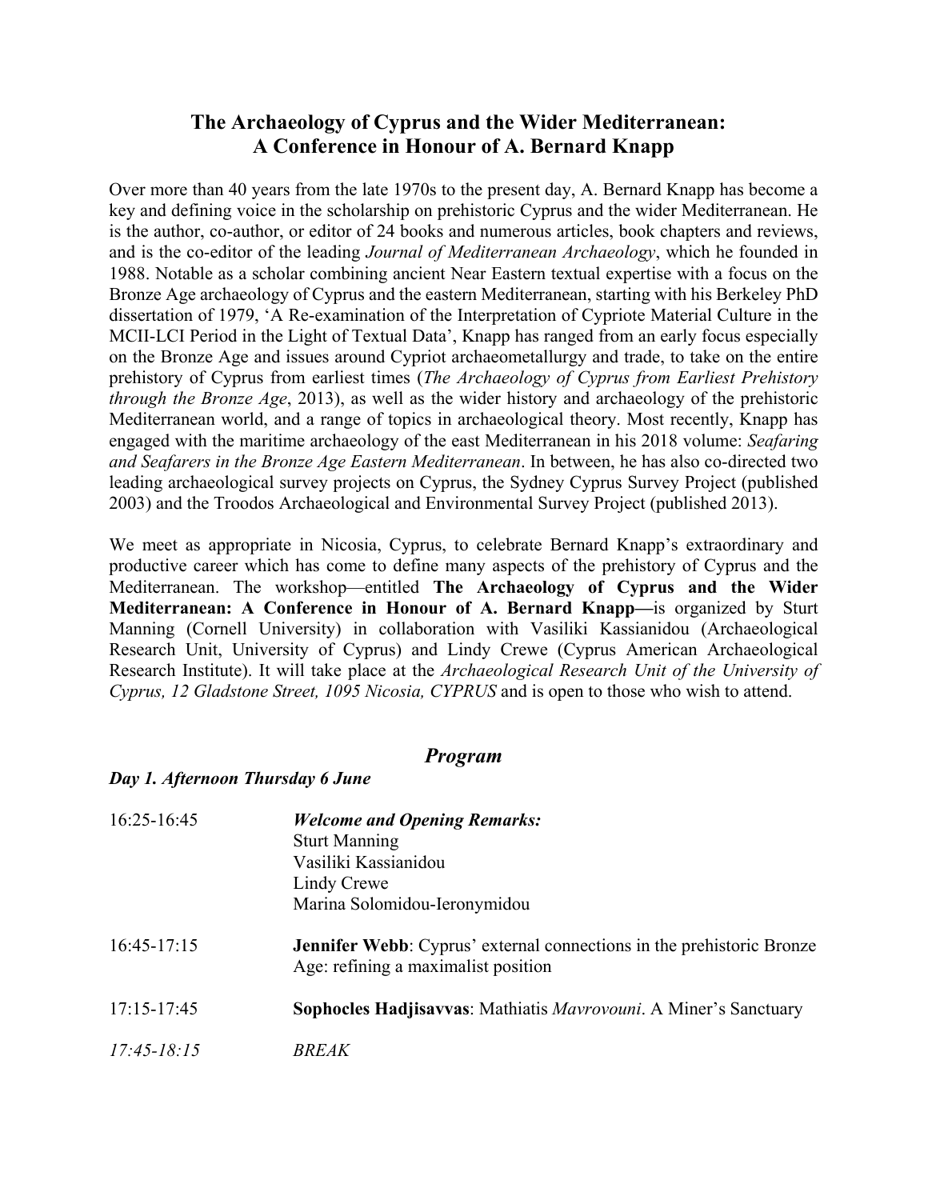# The Archaeology of Cyprus and the Wider Mediterranean: A Conference in Honour of A. Bernard Knapp

Over more than 40 years from the late 1970s to the present day, A. Bernard Knapp has become a key and defining voice in the scholarship on prehistoric Cyprus and the wider Mediterranean. He is the author, co-author, or editor of 24 books and numerous articles, book chapters and reviews, and is the co-editor of the leading *Journal of Mediterranean Archaeology*, which he founded in 1988. Notable as a scholar combining ancient Near Eastern textual expertise with a focus on the Bronze Age archaeology of Cyprus and the eastern Mediterranean, starting with his Berkeley PhD dissertation of 1979, 'A Re-examination of the Interpretation of Cypriote Material Culture in the MCII-LCI Period in the Light of Textual Data', Knapp has ranged from an early focus especially on the Bronze Age and issues around Cypriot archaeometallurgy and trade, to take on the entire prehistory of Cyprus from earliest times (*The Archaeology of Cyprus from Earliest Prehistory through the Bronze Age*, 2013), as well as the wider history and archaeology of the prehistoric Mediterranean world, and a range of topics in archaeological theory. Most recently, Knapp has engaged with the maritime archaeology of the east Mediterranean in his 2018 volume: *Seafaring and Seafarers in the Bronze Age Eastern Mediterranean*. In between, he has also co-directed two leading archaeological survey projects on Cyprus, the Sydney Cyprus Survey Project (published 2003) and the Troodos Archaeological and Environmental Survey Project (published 2013).

We meet as appropriate in Nicosia, Cyprus, to celebrate Bernard Knapp's extraordinary and productive career which has come to define many aspects of the prehistory of Cyprus and the Mediterranean. The workshop—entitled **The Archaeology of Cyprus and the Wider Mediterranean: A Conference in Honour of A. Bernard Knapp—**is organized by Sturt Manning (Cornell University) in collaboration with Vasiliki Kassianidou (Archaeological Research Unit, University of Cyprus) and Lindy Crewe (Cyprus American Archaeological Research Institute). It will take place at the *Archaeological Research Unit of the University of Cyprus, 12 Gladstone Street, 1095 Nicosia, CYPRUS* and is open to those who wish to attend.

## *Program*

### *Day 1. Afternoon Thursday 6 June*

| | |
|---|---|
| 16:25-16:45 | ***Welcome and Opening Remarks:***<br>Sturt Manning<br>Vasiliki Kassianidou<br>Lindy Crewe<br>Marina Solomidou-Ieronymidou |
| 16:45-17:15 | **Jennifer Webb**: Cyprus' external connections in the prehistoric Bronze Age: refining a maximalist position |
| 17:15-17:45 | **Sophocles Hadjisavvas**: Mathiatis *Mavrovouni*. A Miner's Sanctuary |
| *17:45-18:15* | *BREAK* |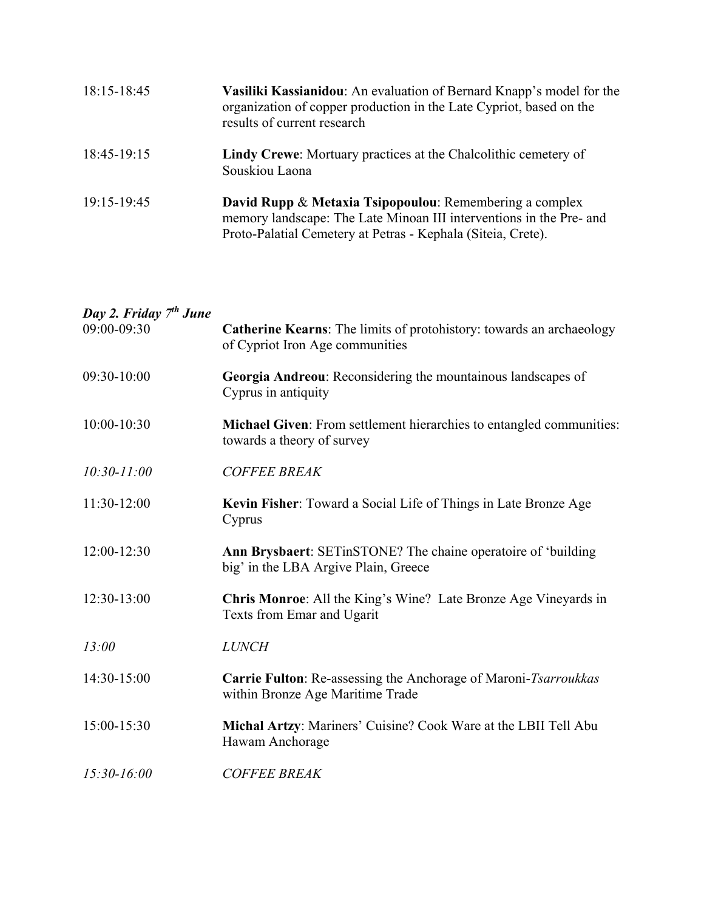| | |
|---|---|
| 18:15-18:45 | **Vasiliki Kassianidou**: An evaluation of Bernard Knapp's model for the organization of copper production in the Late Cypriot, based on the results of current research |
| 18:45-19:15 | **Lindy Crewe**: Mortuary practices at the Chalcolithic cemetery of Souskiou Laona |
| 19:15-19:45 | **David Rupp** & **Metaxia Tsipopoulou**: Remembering a complex memory landscape: The Late Minoan III interventions in the Pre- and Proto-Palatial Cemetery at Petras - Kephala (Siteia, Crete). |

***Day 2. Friday 7th June***

| | |
|---|---|
| 09:00-09:30 | **Catherine Kearns**: The limits of protohistory: towards an archaeology of Cypriot Iron Age communities |
| 09:30-10:00 | **Georgia Andreou**: Reconsidering the mountainous landscapes of Cyprus in antiquity |
| 10:00-10:30 | **Michael Given**: From settlement hierarchies to entangled communities: towards a theory of survey |
| *10:30-11:00* | *COFFEE BREAK* |
| 11:30-12:00 | **Kevin Fisher**: Toward a Social Life of Things in Late Bronze Age Cyprus |
| 12:00-12:30 | **Ann Brysbaert**: SETinSTONE? The chaine operatoire of 'building big' in the LBA Argive Plain, Greece |
| 12:30-13:00 | **Chris Monroe**: All the King's Wine? Late Bronze Age Vineyards in Texts from Emar and Ugarit |
| *13:00* | *LUNCH* |
| 14:30-15:00 | **Carrie Fulton**: Re-assessing the Anchorage of Maroni-*Tsarroukkas* within Bronze Age Maritime Trade |
| 15:00-15:30 | **Michal Artzy**: Mariners' Cuisine? Cook Ware at the LBII Tell Abu Hawam Anchorage |
| *15:30-16:00* | *COFFEE BREAK* |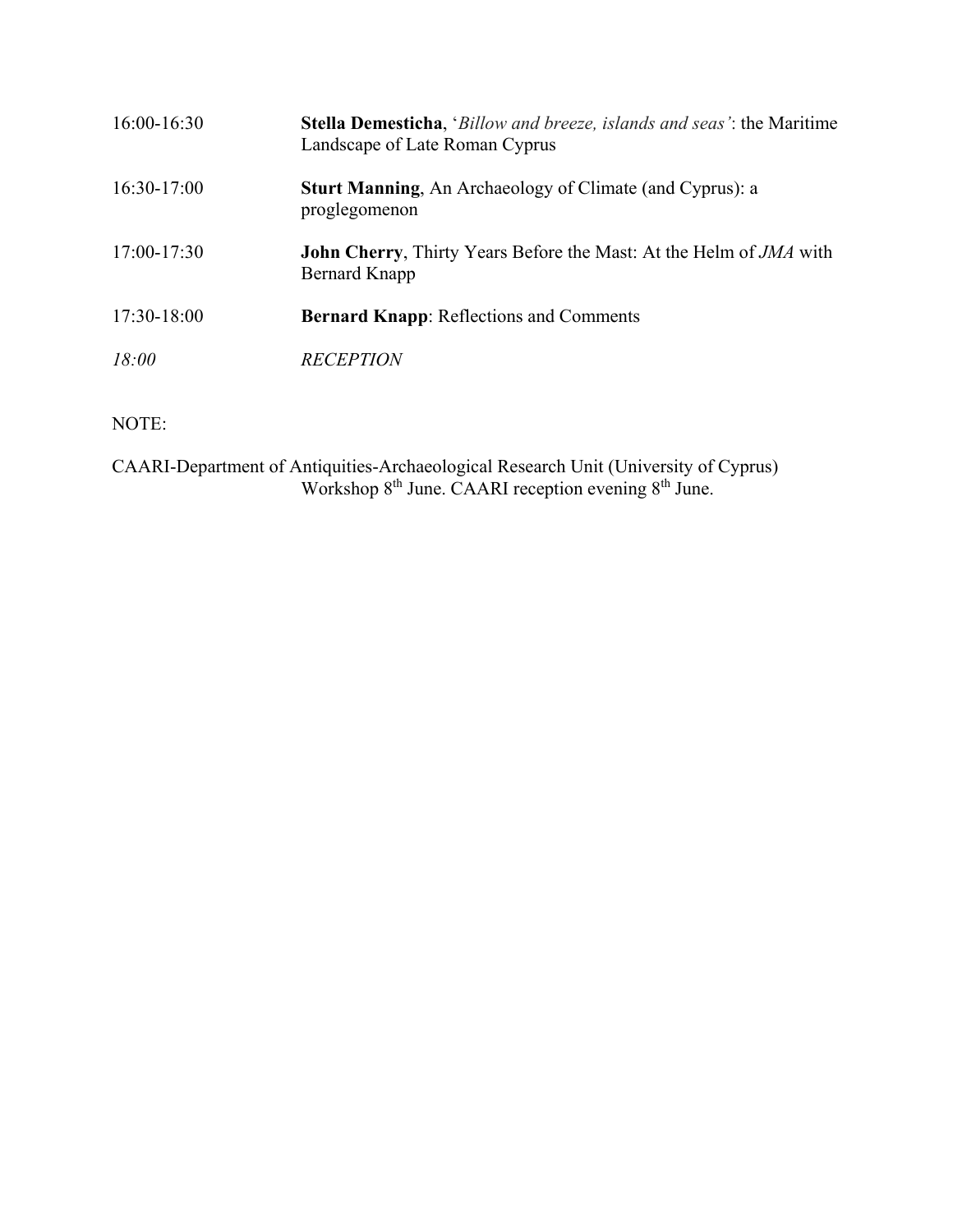| | |
|---|---|
| 16:00-16:30 | **Stella Demesticha**, '*Billow and breeze, islands and seas'*: the Maritime Landscape of Late Roman Cyprus |
| 16:30-17:00 | **Sturt Manning**, An Archaeology of Climate (and Cyprus): a proglegomenon |
| 17:00-17:30 | **John Cherry**, Thirty Years Before the Mast: At the Helm of *JMA* with Bernard Knapp |
| 17:30-18:00 | **Bernard Knapp**: Reflections and Comments |
| *18:00* | *RECEPTION* |

NOTE:

CAARI-Department of Antiquities-Archaeological Research Unit (University of Cyprus) Workshop 8th June. CAARI reception evening 8th June.